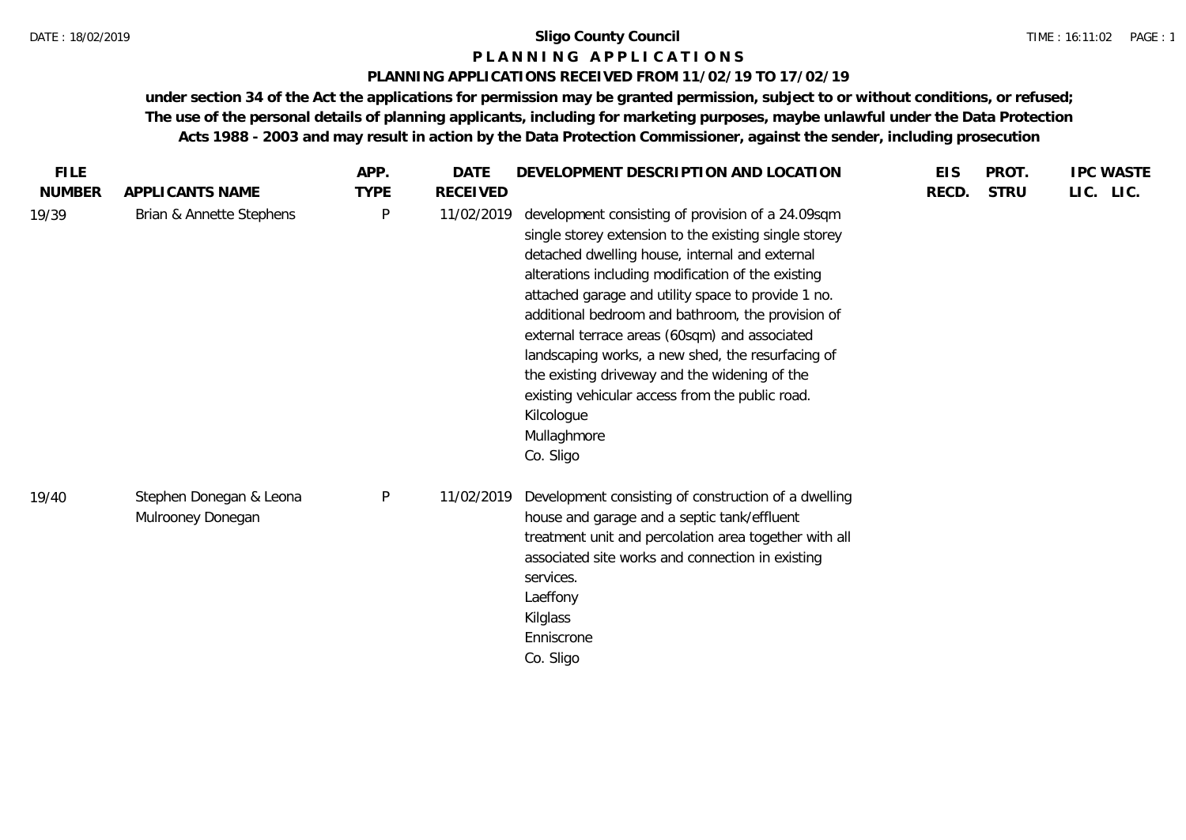# Sligo County Council

## P L A N N I N G  A P P L I C A T I O N S

### PLANNING APPLICATIONS RECEIVED FROM 11/02/19 TO 17/02/19

**under section 34 of the Act the applications for permission may be granted permission, subject to or without conditions, or refused; The use of the personal details of planning applicants, including for marketing purposes, maybe unlawful under the Data Protection Acts 1988 - 2003 and may result in action by the Data Protection Commissioner, against the sender, including prosecution**

| FILE NUMBER | APPLICANTS NAME | APP. TYPE | DATE RECEIVED | DEVELOPMENT DESCRIPTION AND LOCATION | EIS RECD. | PROT. STRU | IPC LIC. | WASTE LIC. |
|---|---|---|---|---|---|---|---|---|
| 19/39 | Brian & Annette Stephens | P | 11/02/2019 | development consisting of provision of a 24.09sqm single storey extension to the existing single storey detached dwelling house, internal and external alterations including modification of the existing attached garage and utility space to provide 1 no. additional bedroom and bathroom, the provision of external terrace areas (60sqm) and associated landscaping works, a new shed, the resurfacing of the existing driveway and the widening of the existing vehicular access from the public road.<br>Kilcologue<br>Mullaghmore<br>Co. Sligo | | | | |
| 19/40 | Stephen Donegan & Leona Mulrooney Donegan | P | 11/02/2019 | Development consisting of construction of a dwelling house and garage and a septic tank/effluent treatment unit and percolation area together with all associated site works and connection in existing services.<br>Laeffony<br>Kilglass<br>Enniscrone<br>Co. Sligo | | | | |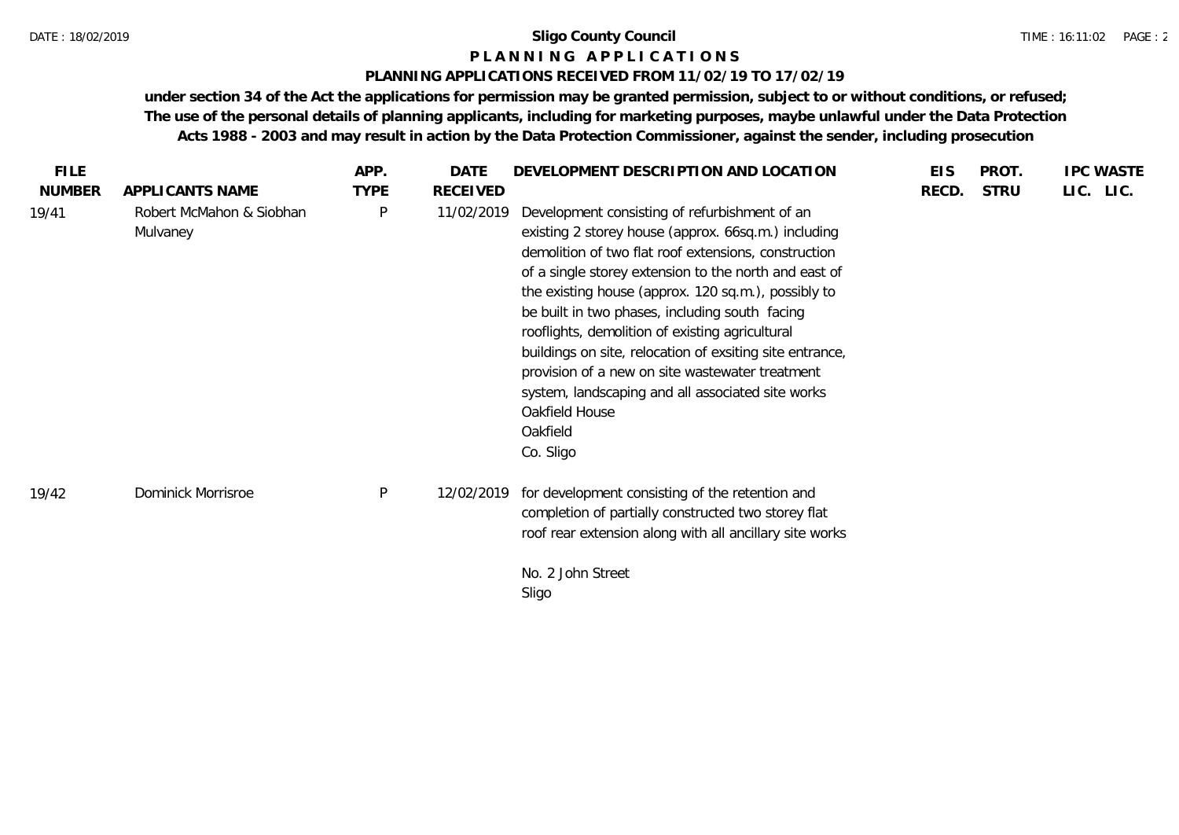**Sligo County Council**

**P L A N N I N G A P P L I C A T I O N S**

**PLANNING APPLICATIONS RECEIVED FROM 11/02/19 TO 17/02/19**

**under section 34 of the Act the applications for permission may be granted permission, subject to or without conditions, or refused; The use of the personal details of planning applicants, including for marketing purposes, maybe unlawful under the Data Protection Acts 1988 - 2003 and may result in action by the Data Protection Commissioner, against the sender, including prosecution**

| FILE NUMBER | APPLICANTS NAME | APP. TYPE | DATE RECEIVED | DEVELOPMENT DESCRIPTION AND LOCATION | EIS RECD. | PROT. STRU | IPC LIC. | WASTE LIC. |
|---|---|---|---|---|---|---|---|---|
| 19/41 | Robert McMahon & Siobhan Mulvaney | P | 11/02/2019 | Development consisting of refurbishment of an existing 2 storey house (approx. 66sq.m.) including demolition of two flat roof extensions, construction of a single storey extension to the north and east of the existing house (approx. 120 sq.m.), possibly to be built in two phases, including south facing rooflights, demolition of existing agricultural buildings on site, relocation of exsiting site entrance, provision of a new on site wastewater treatment system, landscaping and all associated site works<br>Oakfield House<br>Oakfield<br>Co. Sligo | | | | |
| 19/42 | Dominick Morrisroe | P | 12/02/2019 | for development consisting of the retention and completion of partially constructed two storey flat roof rear extension along with all ancillary site works<br><br>No. 2 John Street<br>Sligo | | | | |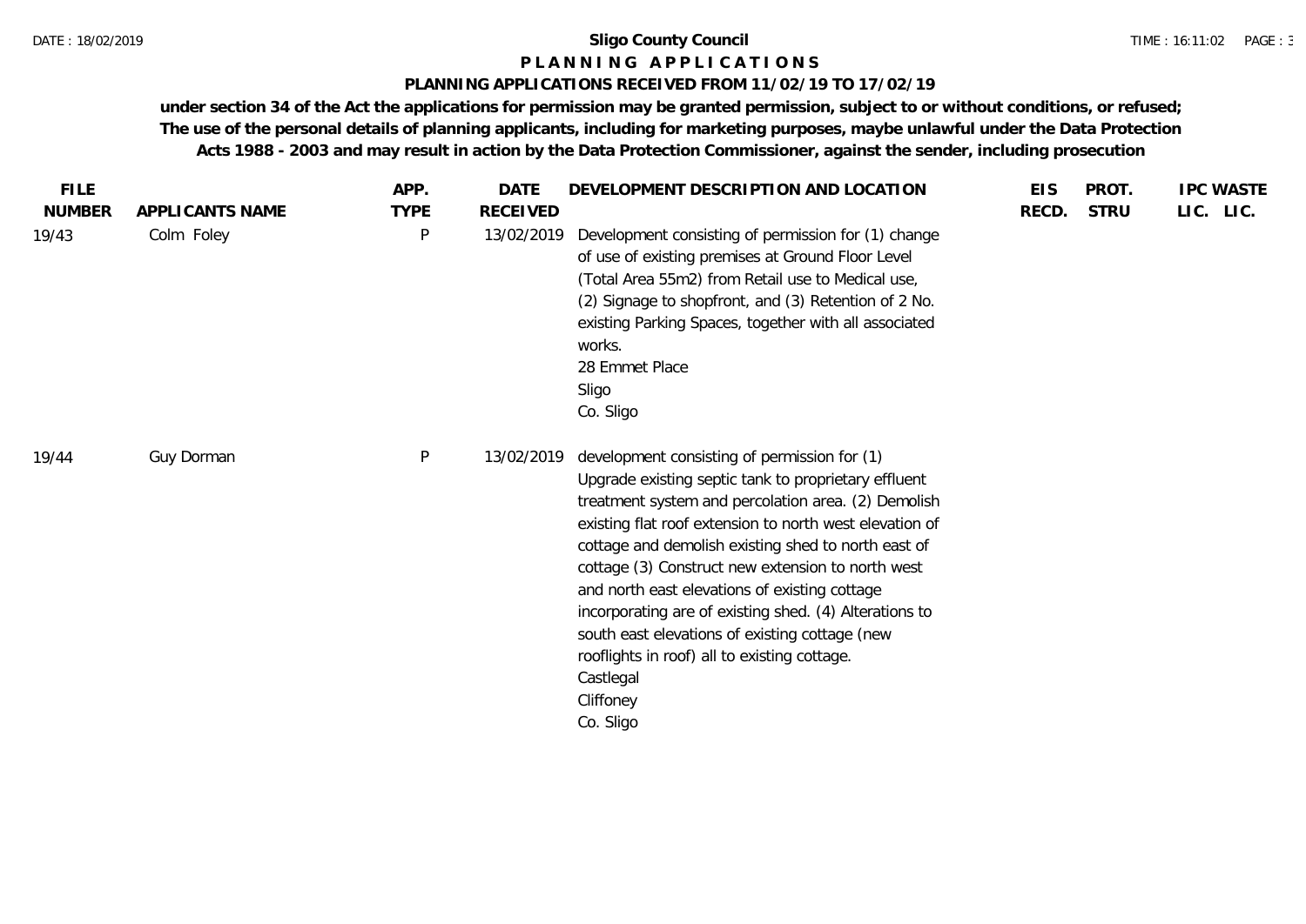**Sligo County Council**

**P L A N N I N G   A P P L I C A T I O N S**

**PLANNING APPLICATIONS RECEIVED FROM 11/02/19 TO 17/02/19**

**under section 34 of the Act the applications for permission may be granted permission, subject to or without conditions, or refused; The use of the personal details of planning applicants, including for marketing purposes, maybe unlawful under the Data Protection Acts 1988 - 2003 and may result in action by the Data Protection Commissioner, against the sender, including prosecution**

| FILE NUMBER | APPLICANTS NAME | APP. TYPE | DATE RECEIVED | DEVELOPMENT DESCRIPTION AND LOCATION | EIS RECD. | PROT. STRU | IPC LIC. | WASTE LIC. |
|---|---|---|---|---|---|---|---|---|
| 19/43 | Colm Foley | P | 13/02/2019 | Development consisting of permission for (1) change of use of existing premises at Ground Floor Level (Total Area 55m2) from Retail use to Medical use, (2) Signage to shopfront, and (3) Retention of 2 No. existing Parking Spaces, together with all associated works.<br>28 Emmet Place<br>Sligo<br>Co. Sligo | | | | |
| 19/44 | Guy Dorman | P | 13/02/2019 | development consisting of permission for (1) Upgrade existing septic tank to proprietary effluent treatment system and percolation area. (2) Demolish existing flat roof extension to north west elevation of cottage and demolish existing shed to north east of cottage (3) Construct new extension to north west and north east elevations of existing cottage incorporating are of existing shed. (4) Alterations to south east elevations of existing cottage (new rooflights in roof) all to existing cottage.<br>Castlegal<br>Cliffoney<br>Co. Sligo | | | | |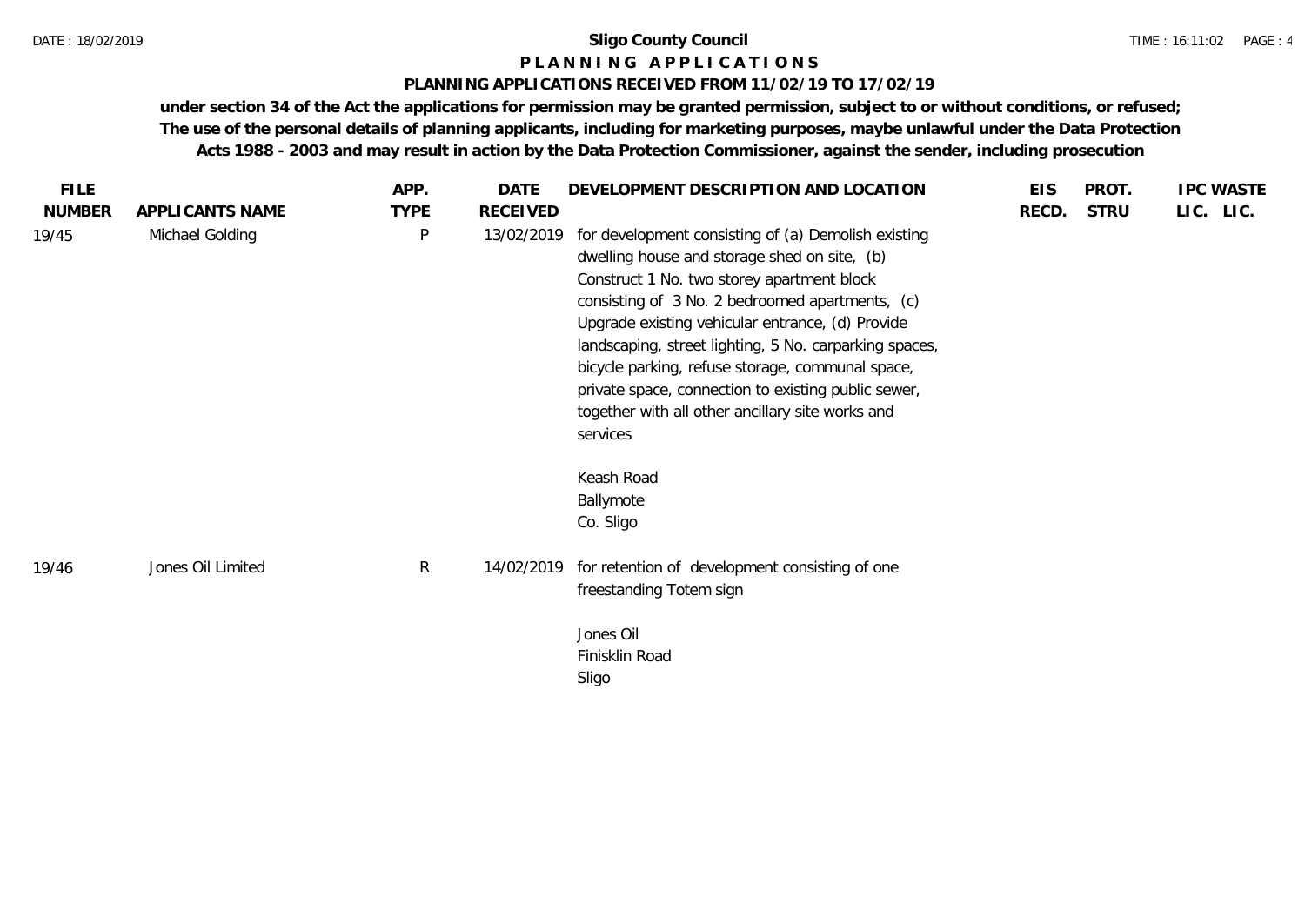# Sligo County Council

## P L A N N I N G   A P P L I C A T I O N S

### PLANNING APPLICATIONS RECEIVED FROM 11/02/19 TO 17/02/19

**under section 34 of the Act the applications for permission may be granted permission, subject to or without conditions, or refused; The use of the personal details of planning applicants, including for marketing purposes, maybe unlawful under the Data Protection Acts 1988 - 2003 and may result in action by the Data Protection Commissioner, against the sender, including prosecution**

| FILE NUMBER | APPLICANTS NAME | APP. TYPE | DATE RECEIVED | DEVELOPMENT DESCRIPTION AND LOCATION | EIS RECD. | PROT. STRU | IPC LIC. | WASTE LIC. |
|---|---|---|---|---|---|---|---|---|
| 19/45 | Michael Golding | P | 13/02/2019 | for development consisting of (a) Demolish existing dwelling house and storage shed on site, (b) Construct 1 No. two storey apartment block consisting of 3 No. 2 bedroomed apartments, (c) Upgrade existing vehicular entrance, (d) Provide landscaping, street lighting, 5 No. carparking spaces, bicycle parking, refuse storage, communal space, private space, connection to existing public sewer, together with all other ancillary site works and services<br><br>Keash Road<br>Ballymote<br>Co. Sligo | | | | |
| 19/46 | Jones Oil Limited | R | 14/02/2019 | for retention of development consisting of one freestanding Totem sign<br><br>Jones Oil<br>Finisklin Road<br>Sligo | | | | |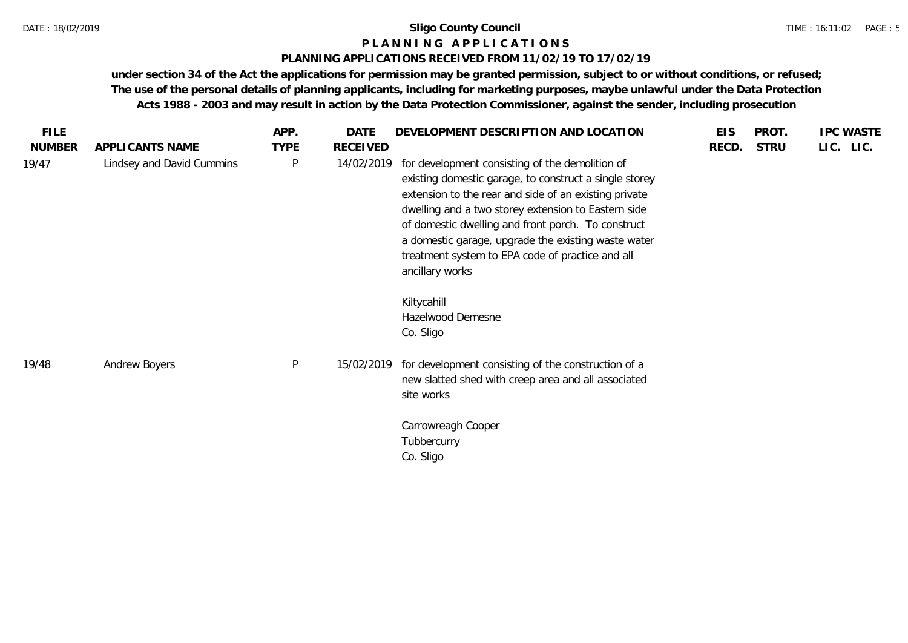# Sligo County Council

## P L A N N I N G   A P P L I C A T I O N S

### PLANNING APPLICATIONS RECEIVED FROM 11/02/19 TO 17/02/19

**under section 34 of the Act the applications for permission may be granted permission, subject to or without conditions, or refused; The use of the personal details of planning applicants, including for marketing purposes, maybe unlawful under the Data Protection Acts 1988 - 2003 and may result in action by the Data Protection Commissioner, against the sender, including prosecution**

| FILE NUMBER | APPLICANTS NAME | APP. TYPE | DATE RECEIVED | DEVELOPMENT DESCRIPTION AND LOCATION | EIS RECD. | PROT. STRU | IPC LIC. | WASTE LIC. |
|---|---|---|---|---|---|---|---|---|
| 19/47 | Lindsey and David Cummins | P | 14/02/2019 | for development consisting of the demolition of existing domestic garage, to construct a single storey extension to the rear and side of an existing private dwelling and a two storey extension to Eastern side of domestic dwelling and front porch. To construct a domestic garage, upgrade the existing waste water treatment system to EPA code of practice and all ancillary works<br><br>Kiltycahill<br>Hazelwood Demesne<br>Co. Sligo | | | | |
| 19/48 | Andrew Boyers | P | 15/02/2019 | for development consisting of the construction of a new slatted shed with creep area and all associated site works<br><br>Carrowreagh Cooper<br>Tubbercurry<br>Co. Sligo | | | | |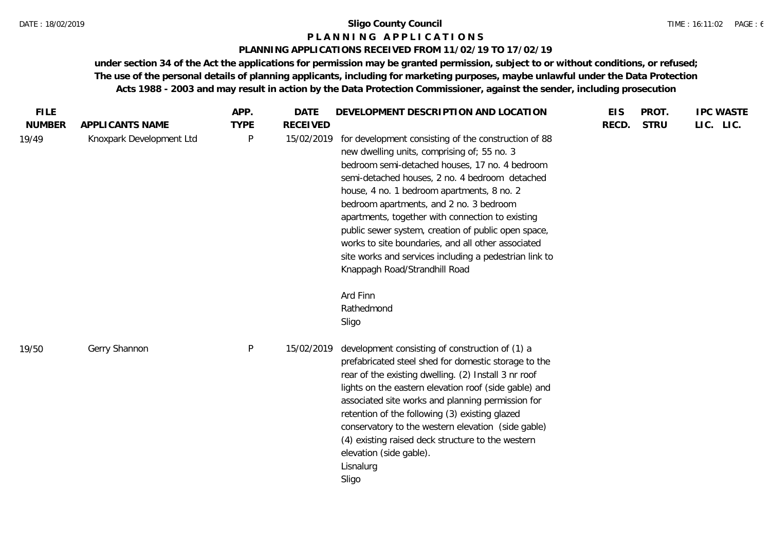# Sligo County Council

## P L A N N I N G   A P P L I C A T I O N S

### PLANNING APPLICATIONS RECEIVED FROM 11/02/19 TO 17/02/19

**under section 34 of the Act the applications for permission may be granted permission, subject to or without conditions, or refused; The use of the personal details of planning applicants, including for marketing purposes, maybe unlawful under the Data Protection Acts 1988 - 2003 and may result in action by the Data Protection Commissioner, against the sender, including prosecution**

| FILE NUMBER | APPLICANTS NAME | APP. TYPE | DATE RECEIVED | DEVELOPMENT DESCRIPTION AND LOCATION | EIS RECD. | PROT. STRU | IPC LIC. | WASTE LIC. |
|---|---|---|---|---|---|---|---|---|
| 19/49 | Knoxpark Development Ltd | P | 15/02/2019 | for development consisting of the construction of 88 new dwelling units, comprising of; 55 no. 3 bedroom semi-detached houses, 17 no. 4 bedroom semi-detached houses, 2 no. 4 bedroom detached house, 4 no. 1 bedroom apartments, 8 no. 2 bedroom apartments, and 2 no. 3 bedroom apartments, together with connection to existing public sewer system, creation of public open space, works to site boundaries, and all other associated site works and services including a pedestrian link to Knappagh Road/Strandhill Road<br><br>Ard Finn<br>Rathedmond<br>Sligo | | | | |
| 19/50 | Gerry Shannon | P | 15/02/2019 | development consisting of construction of (1) a prefabricated steel shed for domestic storage to the rear of the existing dwelling. (2) Install 3 nr roof lights on the eastern elevation roof (side gable) and associated site works and planning permission for retention of the following (3) existing glazed conservatory to the western elevation (side gable) (4) existing raised deck structure to the western elevation (side gable).<br>Lisnalurg<br>Sligo | | | | |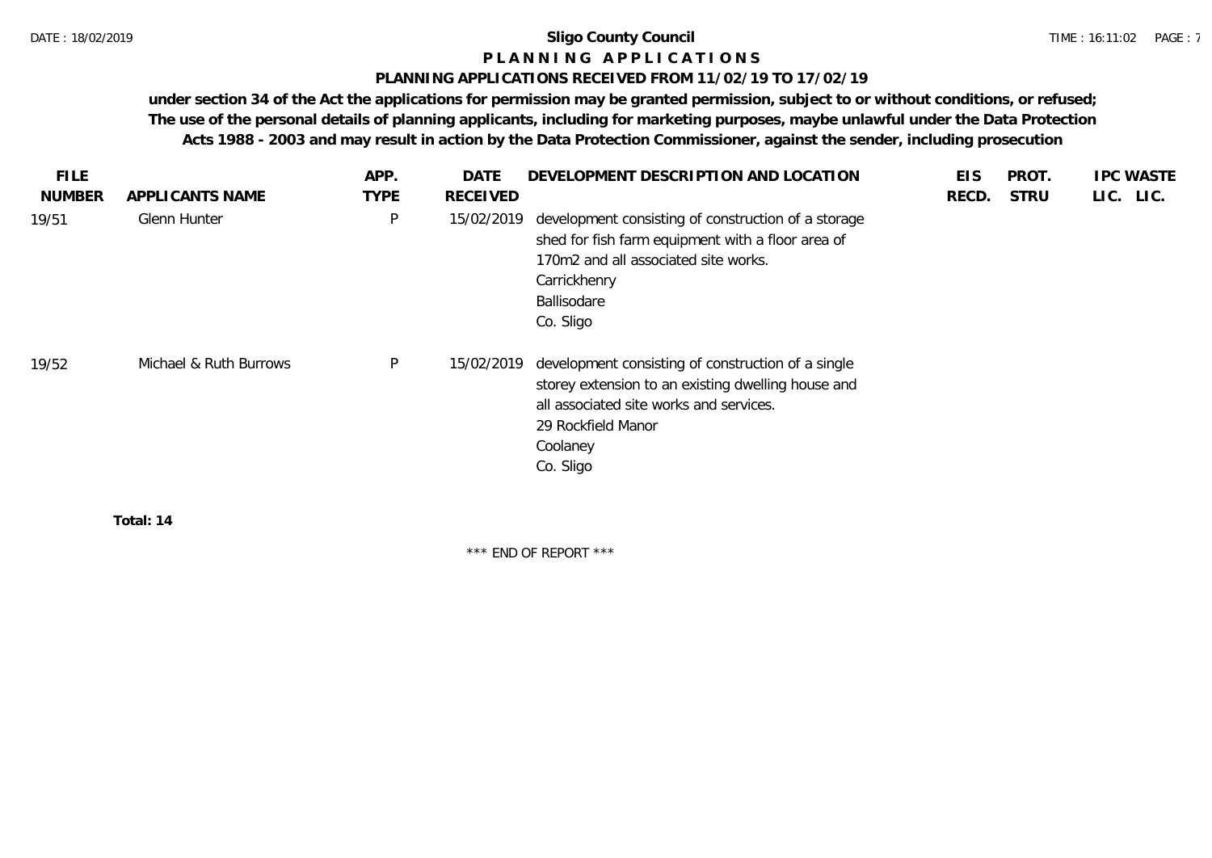# Sligo County Council

## P L A N N I N G   A P P L I C A T I O N S

### PLANNING APPLICATIONS RECEIVED FROM 11/02/19 TO 17/02/19

**under section 34 of the Act the applications for permission may be granted permission, subject to or without conditions, or refused; The use of the personal details of planning applicants, including for marketing purposes, maybe unlawful under the Data Protection Acts 1988 - 2003 and may result in action by the Data Protection Commissioner, against the sender, including prosecution**

| FILE NUMBER | APPLICANTS NAME | APP. TYPE | DATE RECEIVED | DEVELOPMENT DESCRIPTION AND LOCATION | EIS RECD. | PROT. STRU | IPC LIC. | WASTE LIC. |
|---|---|---|---|---|---|---|---|---|
| 19/51 | Glenn Hunter | P | 15/02/2019 | development consisting of construction of a storage shed for fish farm equipment with a floor area of 170m2 and all associated site works. Carrickhenry Ballisodare Co. Sligo | | | | |
| 19/52 | Michael & Ruth Burrows | P | 15/02/2019 | development consisting of construction of a single storey extension to an existing dwelling house and all associated site works and services. 29 Rockfield Manor Coolaney Co. Sligo | | | | |

**Total: 14**

\*\*\* END OF REPORT \*\*\*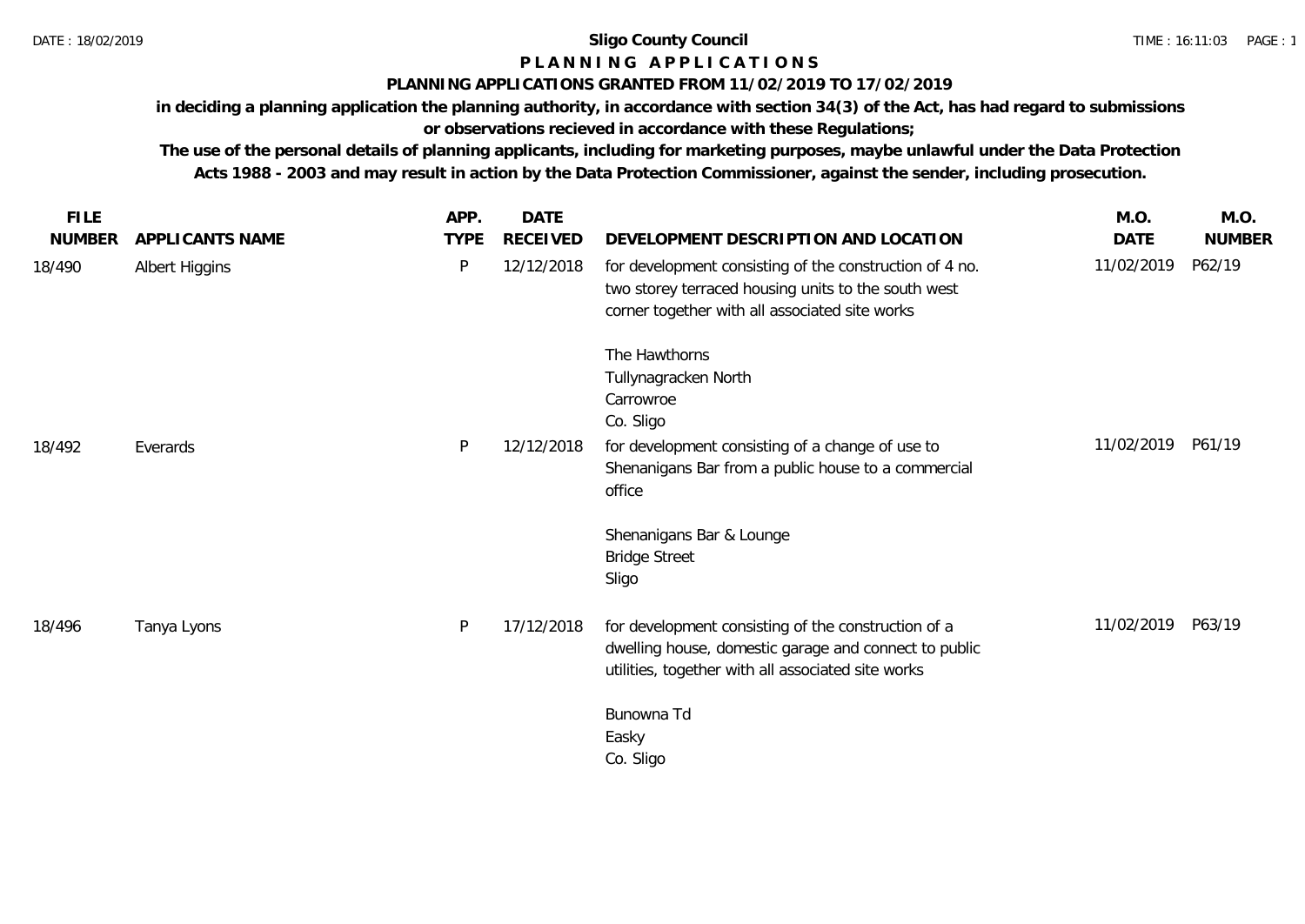**Sligo County Council**

**P L A N N I N G   A P P L I C A T I O N S**

**PLANNING APPLICATIONS GRANTED FROM 11/02/2019 TO 17/02/2019**

**in deciding a planning application the planning authority, in accordance with section 34(3) of the Act, has had regard to submissions or observations recieved in accordance with these Regulations;**

**The use of the personal details of planning applicants, including for marketing purposes, maybe unlawful under the Data Protection Acts 1988 - 2003 and may result in action by the Data Protection Commissioner, against the sender, including prosecution.**

| FILE NUMBER | APPLICANTS NAME | APP. TYPE | DATE RECEIVED | DEVELOPMENT DESCRIPTION AND LOCATION | M.O. DATE | M.O. NUMBER |
|---|---|---|---|---|---|---|
| 18/490 | Albert Higgins | P | 12/12/2018 | for development consisting of the construction of 4 no. two storey terraced housing units to the south west corner together with all associated site works<br><br>The Hawthorns<br>Tullynagracken North<br>Carrowroe<br>Co. Sligo | 11/02/2019 | P62/19 |
| 18/492 | Everards | P | 12/12/2018 | for development consisting of a change of use to Shenanigans Bar from a public house to a commercial office<br><br>Shenanigans Bar & Lounge<br>Bridge Street<br>Sligo | 11/02/2019 | P61/19 |
| 18/496 | Tanya Lyons | P | 17/12/2018 | for development consisting of the construction of a dwelling house, domestic garage and connect to public utilities, together with all associated site works<br><br>Bunowna Td<br>Easky<br>Co. Sligo | 11/02/2019 | P63/19 |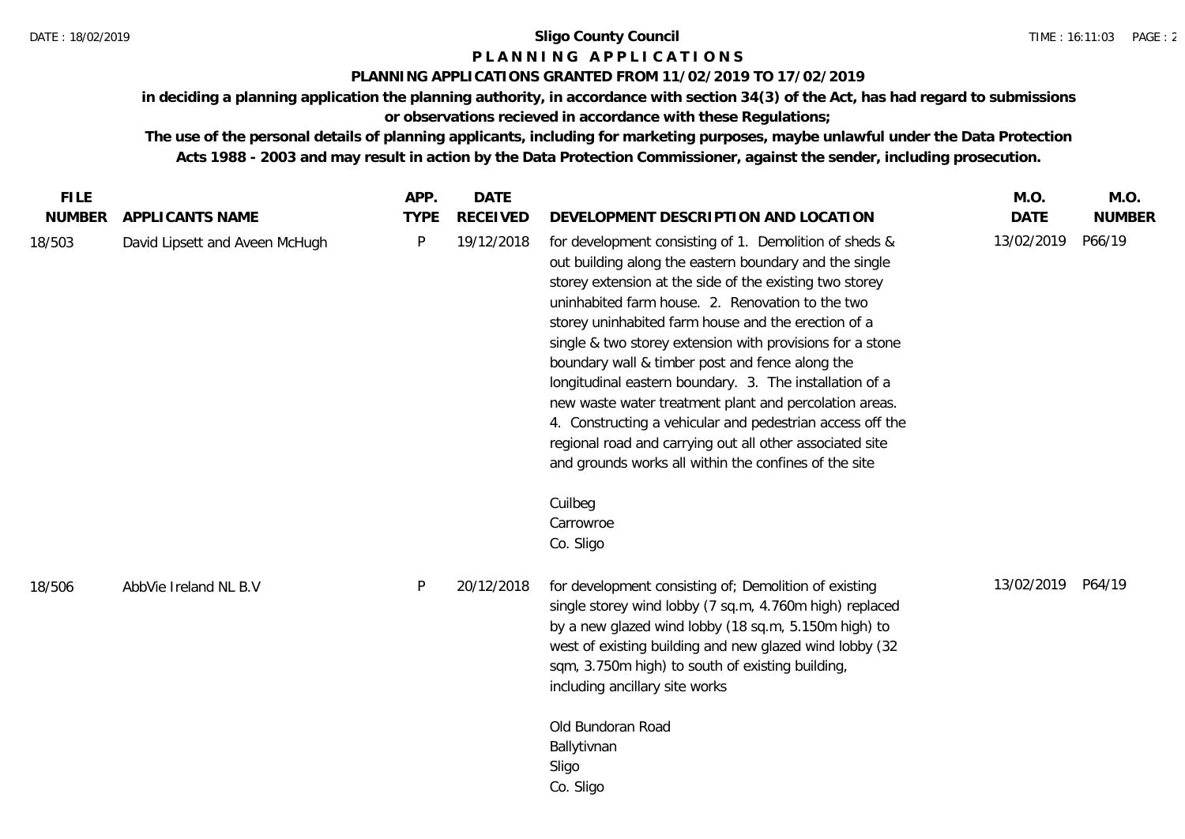**Sligo County Council**

**P L A N N I N G   A P P L I C A T I O N S**

**PLANNING APPLICATIONS GRANTED FROM 11/02/2019 TO 17/02/2019**

**in deciding a planning application the planning authority, in accordance with section 34(3) of the Act, has had regard to submissions or observations recieved in accordance with these Regulations;**

**The use of the personal details of planning applicants, including for marketing purposes, maybe unlawful under the Data Protection Acts 1988 - 2003 and may result in action by the Data Protection Commissioner, against the sender, including prosecution.**

| FILE NUMBER | APPLICANTS NAME | APP. TYPE | DATE RECEIVED | DEVELOPMENT DESCRIPTION AND LOCATION | M.O. DATE | M.O. NUMBER |
|---|---|---|---|---|---|---|
| 18/503 | David Lipsett and Aveen McHugh | P | 19/12/2018 | for development consisting of 1. Demolition of sheds & out building along the eastern boundary and the single storey extension at the side of the existing two storey uninhabited farm house. 2. Renovation to the two storey uninhabited farm house and the erection of a single & two storey extension with provisions for a stone boundary wall & timber post and fence along the longitudinal eastern boundary. 3. The installation of a new waste water treatment plant and percolation areas. 4. Constructing a vehicular and pedestrian access off the regional road and carrying out all other associated site and grounds works all within the confines of the site<br><br>Cuilbeg<br>Carrowroe<br>Co. Sligo | 13/02/2019 | P66/19 |
| 18/506 | AbbVie Ireland NL B.V | P | 20/12/2018 | for development consisting of; Demolition of existing single storey wind lobby (7 sq.m, 4.760m high) replaced by a new glazed wind lobby (18 sq.m, 5.150m high) to west of existing building and new glazed wind lobby (32 sqm, 3.750m high) to south of existing building, including ancillary site works<br><br>Old Bundoran Road<br>Ballytivnan<br>Sligo<br>Co. Sligo | 13/02/2019 | P64/19 |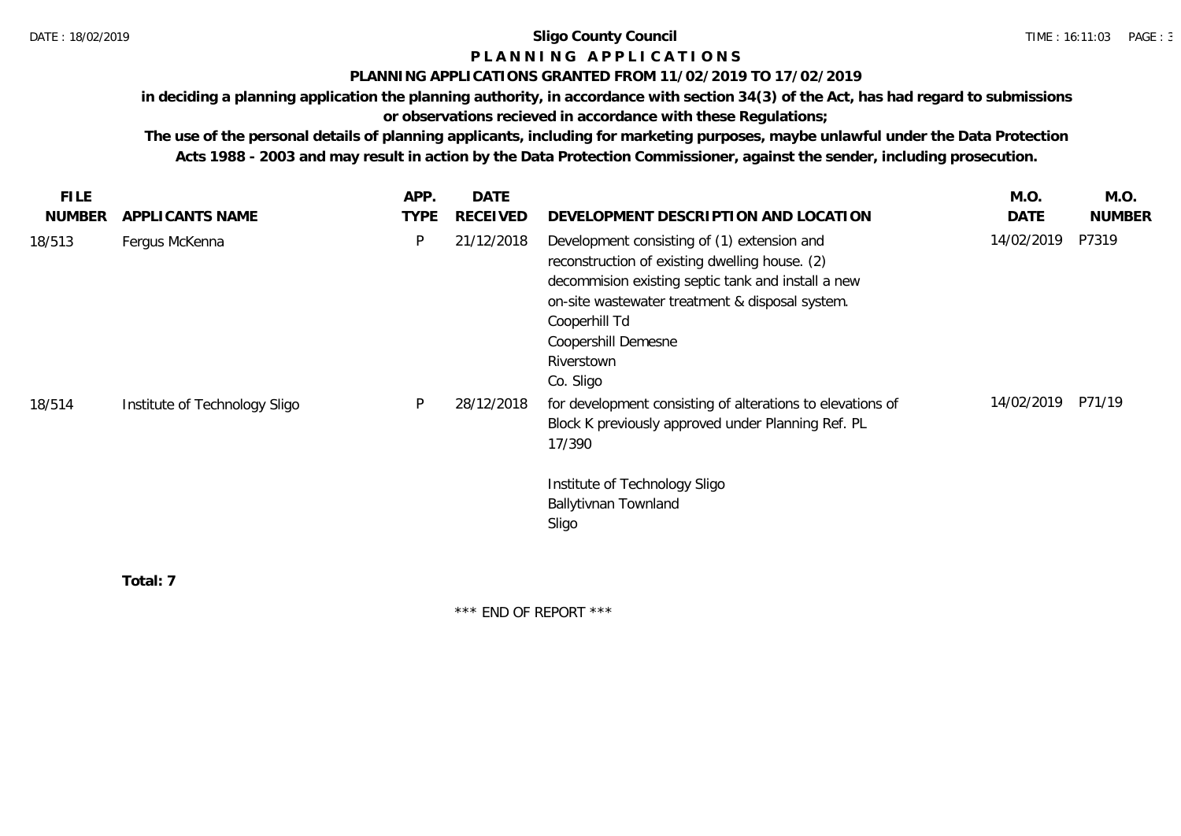**Sligo County Council**

**P L A N N I N G   A P P L I C A T I O N S**

**PLANNING APPLICATIONS GRANTED FROM 11/02/2019 TO 17/02/2019**

**in deciding a planning application the planning authority, in accordance with section 34(3) of the Act, has had regard to submissions or observations recieved in accordance with these Regulations;**

**The use of the personal details of planning applicants, including for marketing purposes, maybe unlawful under the Data Protection Acts 1988 - 2003 and may result in action by the Data Protection Commissioner, against the sender, including prosecution.**

| FILE NUMBER | APPLICANTS NAME | APP. TYPE | DATE RECEIVED | DEVELOPMENT DESCRIPTION AND LOCATION | M.O. DATE | M.O. NUMBER |
|---|---|---|---|---|---|---|
| 18/513 | Fergus McKenna | P | 21/12/2018 | Development consisting of (1) extension and reconstruction of existing dwelling house. (2) decommision existing septic tank and install a new on-site wastewater treatment & disposal system. Cooperhill Td Coopershill Demesne Riverstown Co. Sligo | 14/02/2019 | P7319 |
| 18/514 | Institute of Technology Sligo | P | 28/12/2018 | for development consisting of alterations to elevations of Block K previously approved under Planning Ref. PL 17/390 Institute of Technology Sligo Ballytivnan Townland Sligo | 14/02/2019 | P71/19 |

**Total: 7**

\*\*\* END OF REPORT \*\*\*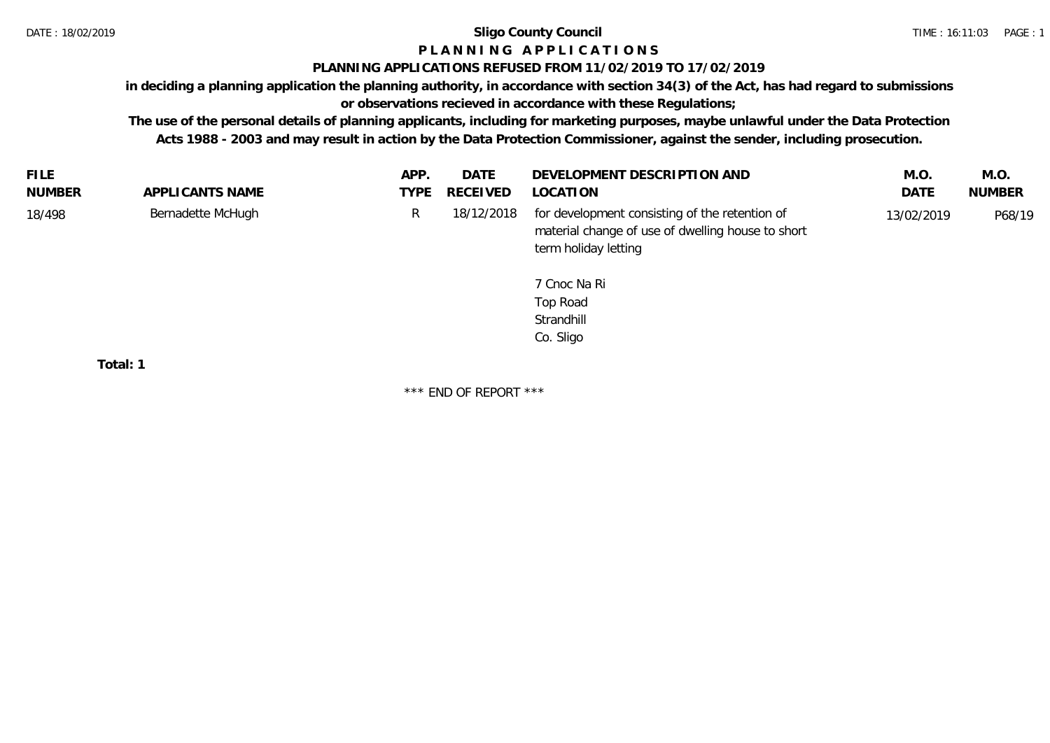# Sligo County Council

## P L A N N I N G   A P P L I C A T I O N S

### PLANNING APPLICATIONS REFUSED FROM 11/02/2019 TO 17/02/2019

**in deciding a planning application the planning authority, in accordance with section 34(3) of the Act, has had regard to submissions or observations recieved in accordance with these Regulations;**

**The use of the personal details of planning applicants, including for marketing purposes, maybe unlawful under the Data Protection Acts 1988 - 2003 and may result in action by the Data Protection Commissioner, against the sender, including prosecution.**

| FILE NUMBER | APPLICANTS NAME | APP. TYPE | DATE RECEIVED | DEVELOPMENT DESCRIPTION AND LOCATION | M.O. DATE | M.O. NUMBER |
|---|---|---|---|---|---|---|
| 18/498 | Bernadette McHugh | R | 18/12/2018 | for development consisting of the retention of material change of use of dwelling house to short term holiday letting<br><br>7 Cnoc Na Ri<br>Top Road<br>Strandhill<br>Co. Sligo | 13/02/2019 | P68/19 |

**Total: 1**

\*\*\* END OF REPORT \*\*\*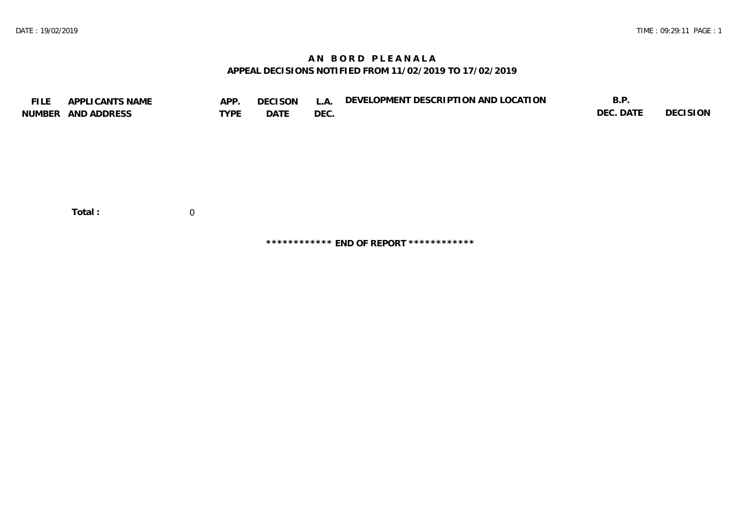# AN BORD PLEANALA

## APPEAL DECISIONS NOTIFIED FROM 11/02/2019 TO 17/02/2019

| FILE NUMBER | APPLICANTS NAME AND ADDRESS | APP. TYPE | DECISON DATE | L.A. DEC. | DEVELOPMENT DESCRIPTION AND LOCATION | B.P. DEC. DATE | DECISION |
|---|---|---|---|---|---|---|---|

**Total :** 0

************ **END OF REPORT** ************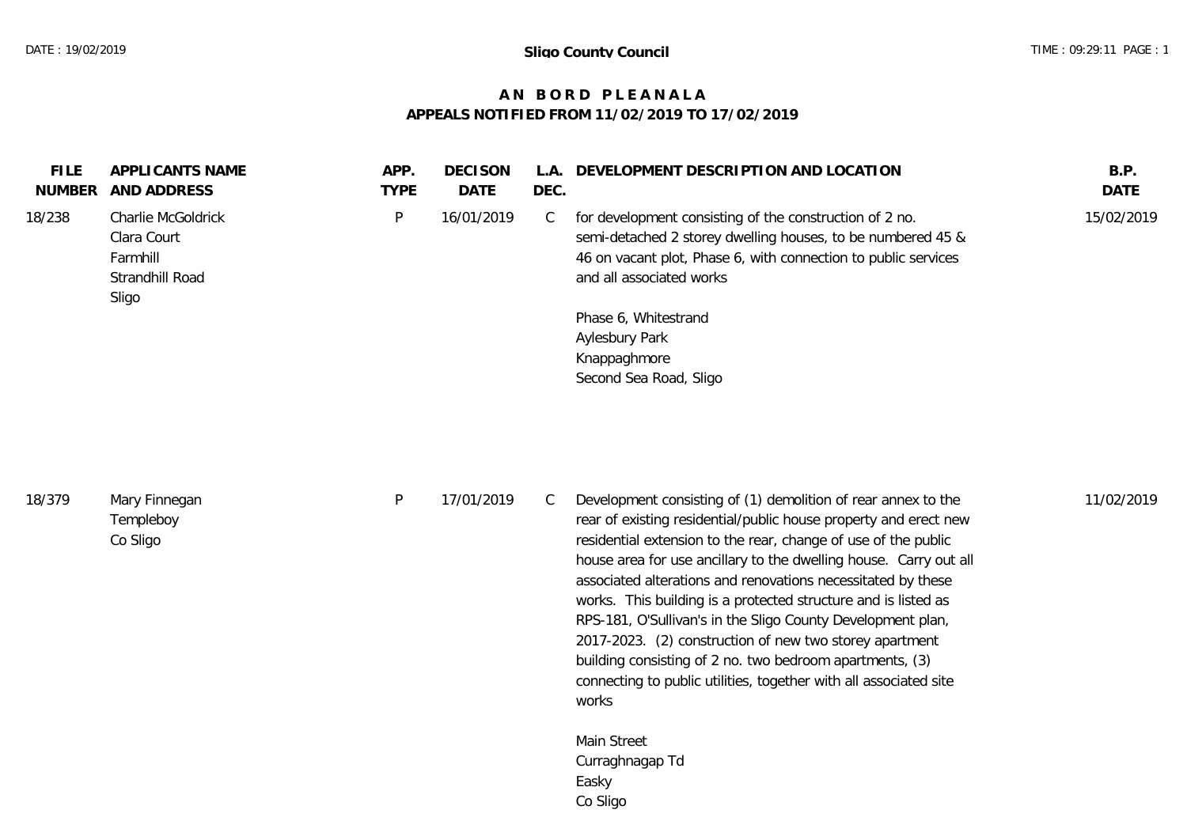**Sligo County Council**

# A N B O R D P L E A N A L A

## APPEALS NOTIFIED FROM 11/02/2019 TO 17/02/2019

| FILE NUMBER | APPLICANTS NAME AND ADDRESS | APP. TYPE | DECISON DATE | L.A. DEC. | DEVELOPMENT DESCRIPTION AND LOCATION | B.P. DATE |
|---|---|---|---|---|---|---|
| 18/238 | Charlie McGoldrick<br>Clara Court<br>Farmhill<br>Strandhill Road<br>Sligo | P | 16/01/2019 | C | for development consisting of the construction of 2 no. semi-detached 2 storey dwelling houses, to be numbered 45 & 46 on vacant plot, Phase 6, with connection to public services and all associated works<br><br>Phase 6, Whitestrand<br>Aylesbury Park<br>Knappaghmore<br>Second Sea Road, Sligo | 15/02/2019 |
| 18/379 | Mary Finnegan<br>Templeboy<br>Co Sligo | P | 17/01/2019 | C | Development consisting of (1) demolition of rear annex to the rear of existing residential/public house property and erect new residential extension to the rear, change of use of the public house area for use ancillary to the dwelling house. Carry out all associated alterations and renovations necessitated by these works. This building is a protected structure and is listed as RPS-181, O'Sullivan's in the Sligo County Development plan, 2017-2023. (2) construction of new two storey apartment building consisting of 2 no. two bedroom apartments, (3) connecting to public utilities, together with all associated site works<br><br>Main Street<br>Curraghnagap Td<br>Easky<br>Co Sligo | 11/02/2019 |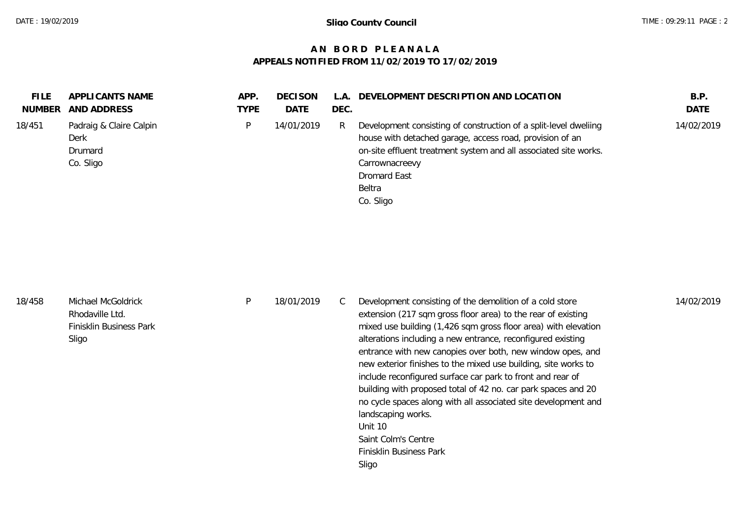# AN BORD PLEANALA

## APPEALS NOTIFIED FROM 11/02/2019 TO 17/02/2019

| FILE NUMBER | APPLICANTS NAME AND ADDRESS | APP. TYPE | DECISON DATE | L.A. DEC. | DEVELOPMENT DESCRIPTION AND LOCATION | B.P. DATE |
|---|---|---|---|---|---|---|
| 18/451 | Padraig & Claire Calpin<br>Derk<br>Drumard<br>Co. Sligo | P | 14/01/2019 | R | Development consisting of construction of a split-level dweliing house with detached garage, access road, provision of an on-site effluent treatment system and all associated site works.<br>Carrownacreevy<br>Dromard East<br>Beltra<br>Co. Sligo | 14/02/2019 |
| 18/458 | Michael McGoldrick<br>Rhodaville Ltd.<br>Finisklin Business Park<br>Sligo | P | 18/01/2019 | C | Development consisting of the demolition of a cold store extension (217 sqm gross floor area) to the rear of existing mixed use building (1,426 sqm gross floor area) with elevation alterations including a new entrance, reconfigured existing entrance with new canopies over both, new window opes, and new exterior finishes to the mixed use building, site works to include reconfigured surface car park to front and rear of building with proposed total of 42 no. car park spaces and 20 no cycle spaces along with all associated site development and landscaping works.<br>Unit 10<br>Saint Colm's Centre<br>Finisklin Business Park<br>Sligo | 14/02/2019 |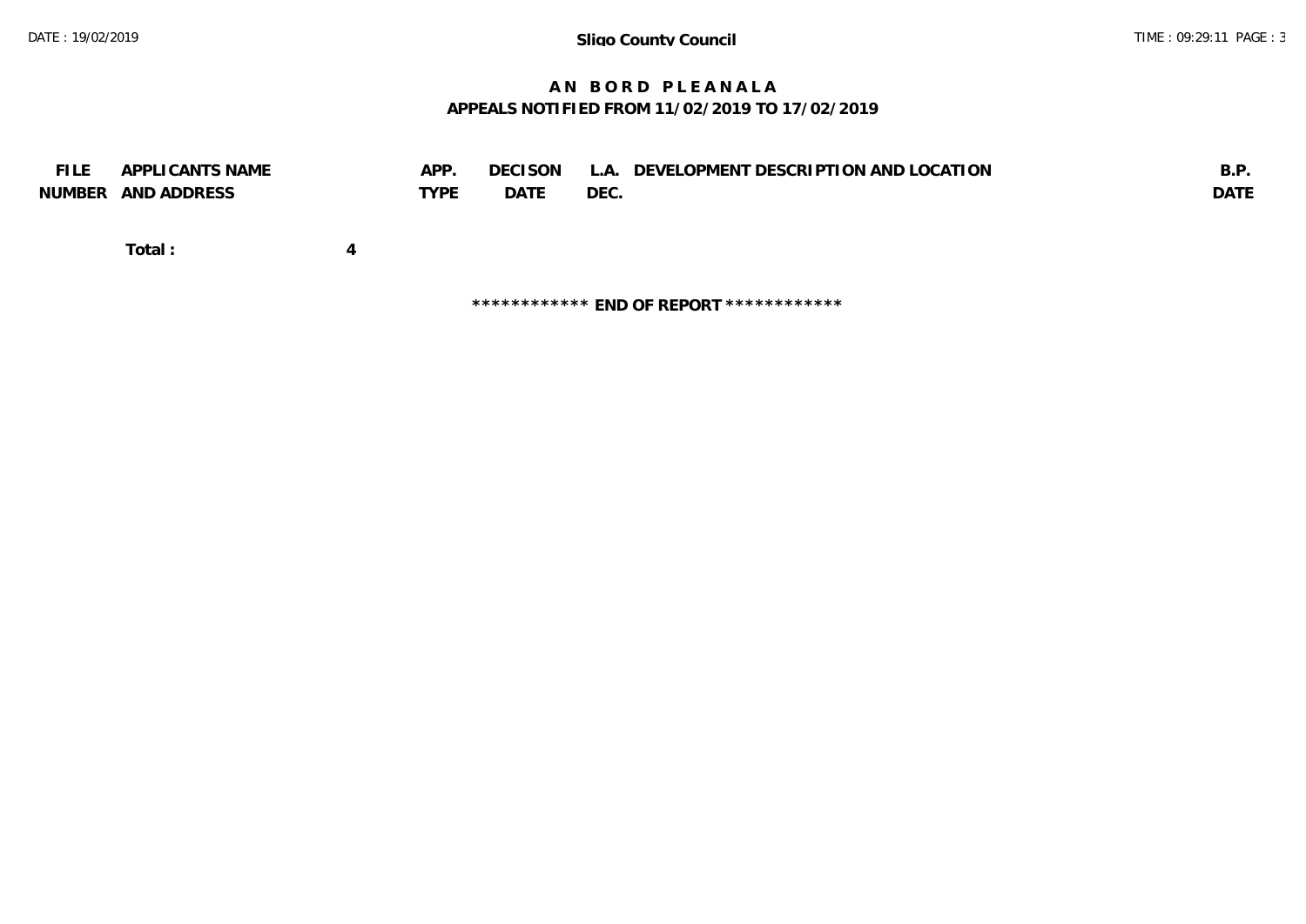# AN BORD PLEANALA

## APPEALS NOTIFIED FROM 11/02/2019 TO 17/02/2019

| FILE NUMBER | APPLICANTS NAME AND ADDRESS | APP. TYPE | DECISON DATE | L.A. DEC. | DEVELOPMENT DESCRIPTION AND LOCATION | B.P. DATE |
|---|---|---|---|---|---|---|

**Total : 4**

**\*\*\*\*\*\*\*\*\*\*\*\* END OF REPORT \*\*\*\*\*\*\*\*\*\*\*\***